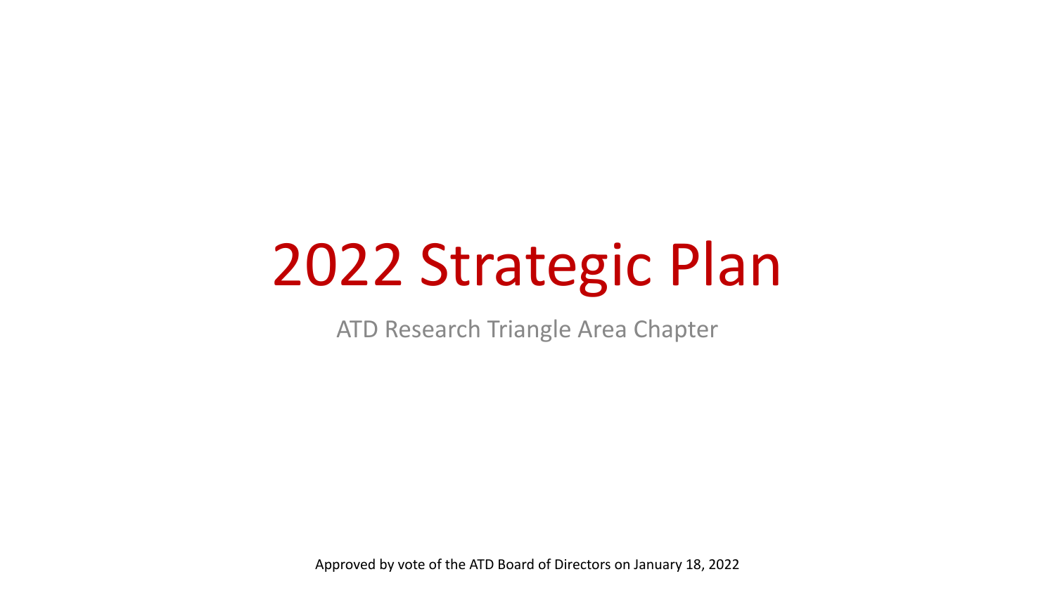# 2022 Strategic Plan

ATD Research Triangle Area Chapter

Approved by vote of the ATD Board of Directors on January 18, 2022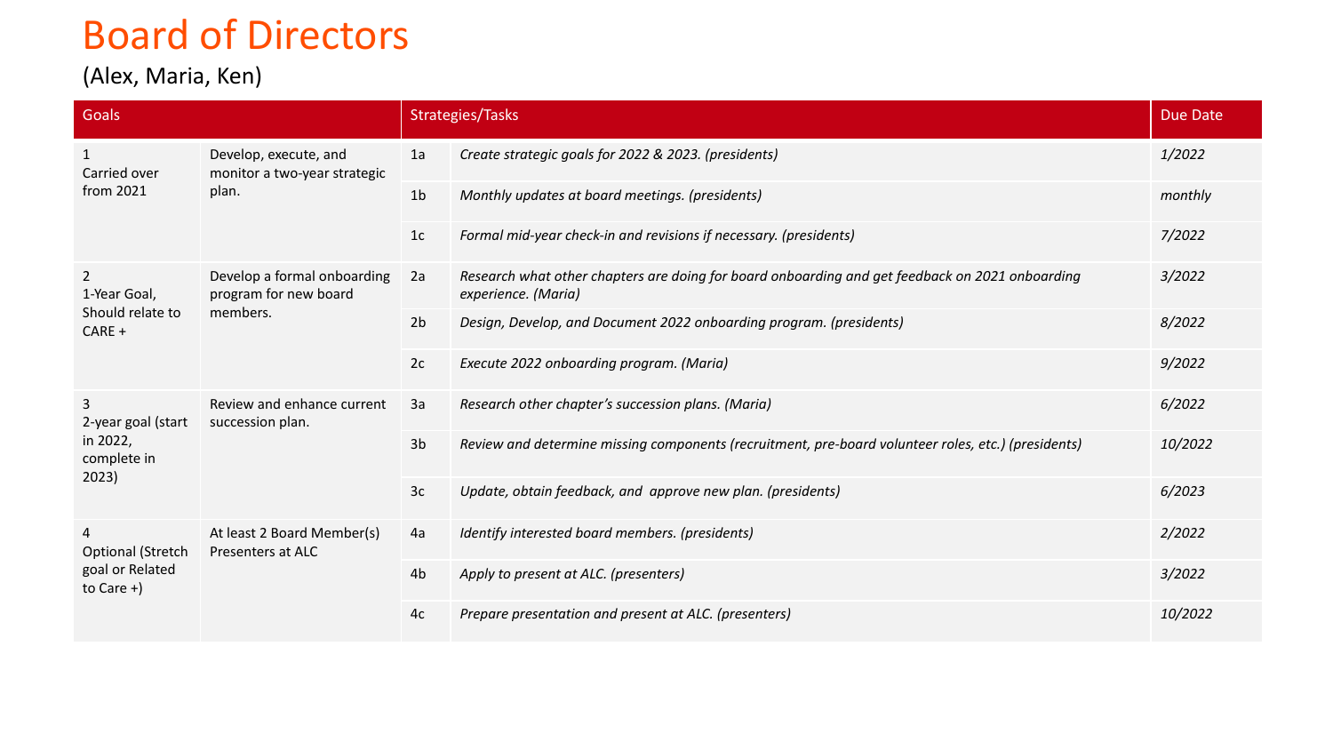# Board of Directors

(Alex, Maria, Ken)

| Goals | | Strategies/Tasks | | Due Date |
|---|---|---|---|---|
| 1<br>Carried over from 2021 | Develop, execute, and monitor a two-year strategic plan. | 1a | *Create strategic goals for 2022 & 2023. (presidents)* | *1/2022* |
| | | 1b | *Monthly updates at board meetings. (presidents)* | *monthly* |
| | | 1c | *Formal mid-year check-in and revisions if necessary. (presidents)* | *7/2022* |
| 2<br>1-Year Goal, Should relate to CARE + | Develop a formal onboarding program for new board members. | 2a | *Research what other chapters are doing for board onboarding and get feedback on 2021 onboarding experience. (Maria)* | *3/2022* |
| | | 2b | *Design, Develop, and Document 2022 onboarding program. (presidents)* | *8/2022* |
| | | 2c | *Execute 2022 onboarding program. (Maria)* | *9/2022* |
| 3<br>2-year goal (start in 2022, complete in 2023) | Review and enhance current succession plan. | 3a | *Research other chapter's succession plans. (Maria)* | *6/2022* |
| | | 3b | *Review and determine missing components (recruitment, pre-board volunteer roles, etc.) (presidents)* | *10/2022* |
| | | 3c | *Update, obtain feedback, and approve new plan. (presidents)* | *6/2023* |
| 4<br>Optional (Stretch goal or Related to Care +) | At least 2 Board Member(s) Presenters at ALC | 4a | *Identify interested board members. (presidents)* | *2/2022* |
| | | 4b | *Apply to present at ALC. (presenters)* | *3/2022* |
| | | 4c | *Prepare presentation and present at ALC. (presenters)* | *10/2022* |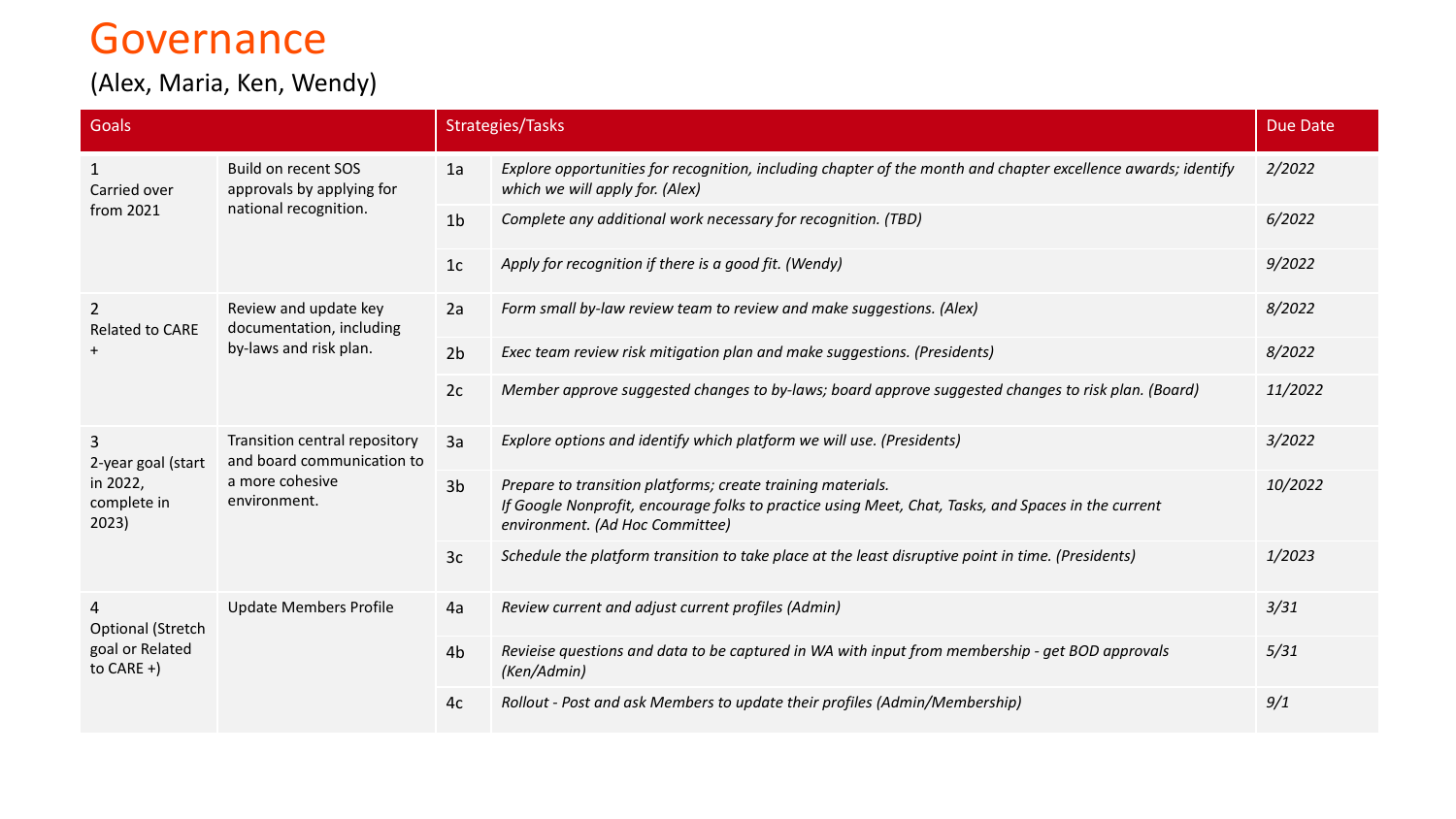# Governance

(Alex, Maria, Ken, Wendy)

| Goals | | Strategies/Tasks | | Due Date |
|---|---|---|---|---|
| 1<br>Carried over from 2021 | Build on recent SOS approvals by applying for national recognition. | 1a | *Explore opportunities for recognition, including chapter of the month and chapter excellence awards; identify which we will apply for. (Alex)* | *2/2022* |
| | | 1b | *Complete any additional work necessary for recognition. (TBD)* | *6/2022* |
| | | 1c | *Apply for recognition if there is a good fit. (Wendy)* | *9/2022* |
| 2<br>Related to CARE + | Review and update key documentation, including by-laws and risk plan. | 2a | *Form small by-law review team to review and make suggestions. (Alex)* | *8/2022* |
| | | 2b | *Exec team review risk mitigation plan and make suggestions. (Presidents)* | *8/2022* |
| | | 2c | *Member approve suggested changes to by-laws; board approve suggested changes to risk plan. (Board)* | *11/2022* |
| 3<br>2-year goal (start in 2022, complete in 2023) | Transition central repository and board communication to a more cohesive environment. | 3a | *Explore options and identify which platform we will use. (Presidents)* | *3/2022* |
| | | 3b | *Prepare to transition platforms; create training materials.*<br>*If Google Nonprofit, encourage folks to practice using Meet, Chat, Tasks, and Spaces in the current environment. (Ad Hoc Committee)* | *10/2022* |
| | | 3c | *Schedule the platform transition to take place at the least disruptive point in time. (Presidents)* | *1/2023* |
| 4<br>Optional (Stretch goal or Related to CARE +) | Update Members Profile | 4a | *Review current and adjust current profiles (Admin)* | *3/31* |
| | | 4b | *Revieise questions and data to be captured in WA with input from membership - get BOD approvals (Ken/Admin)* | *5/31* |
| | | 4c | *Rollout - Post and ask Members to update their profiles (Admin/Membership)* | *9/1* |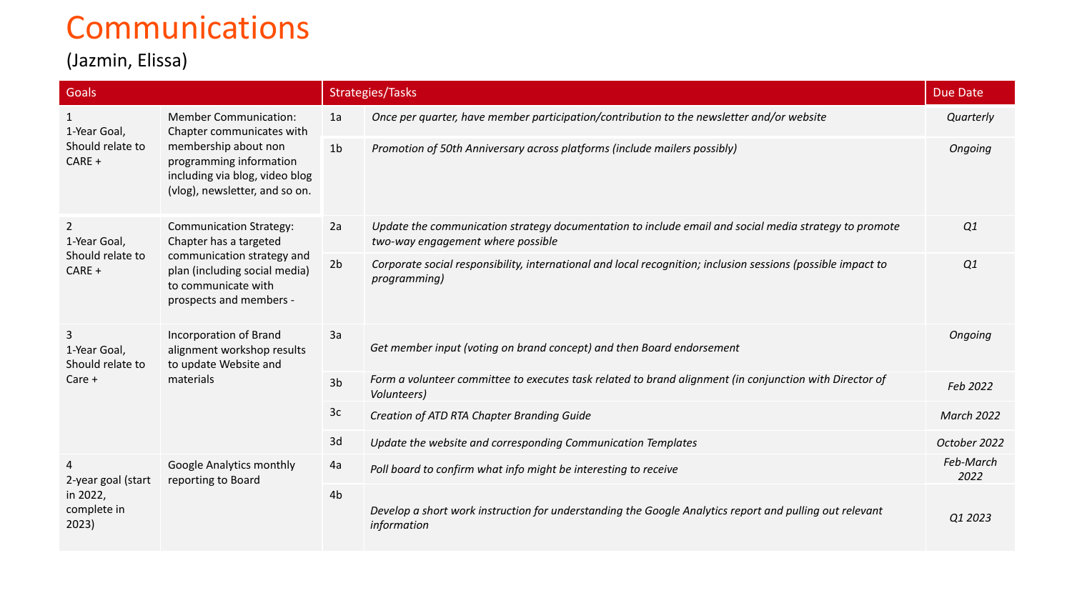# Communications

(Jazmin, Elissa)

| Goals | | Strategies/Tasks | | Due Date |
|---|---|---|---|---|
| 1<br>1-Year Goal, Should relate to CARE + | Member Communication: Chapter communicates with membership about non programming information including via blog, video blog (vlog), newsletter, and so on. | 1a | *Once per quarter, have member participation/contribution to the newsletter and/or website* | *Quarterly* |
| | | 1b | *Promotion of 50th Anniversary across platforms (include mailers possibly)* | *Ongoing* |
| 2<br>1-Year Goal, Should relate to CARE + | Communication Strategy: Chapter has a targeted communication strategy and plan (including social media) to communicate with prospects and members - | 2a | *Update the communication strategy documentation to include email and social media strategy to promote two-way engagement where possible* | *Q1* |
| | | 2b | *Corporate social responsibility, international and local recognition; inclusion sessions (possible impact to programming)* | *Q1* |
| 3<br>1-Year Goal, Should relate to Care + | Incorporation of Brand alignment workshop results to update Website and materials | 3a | *Get member input (voting on brand concept) and then Board endorsement* | *Ongoing* |
| | | 3b | *Form a volunteer committee to executes task related to brand alignment (in conjunction with Director of Volunteers)* | *Feb 2022* |
| | | 3c | *Creation of ATD RTA Chapter Branding Guide* | *March 2022* |
| | | 3d | *Update the website and corresponding Communication Templates* | *October 2022* |
| 4<br>2-year goal (start in 2022, complete in 2023) | Google Analytics monthly reporting to Board | 4a | *Poll board to confirm what info might be interesting to receive* | *Feb-March 2022* |
| | | 4b | *Develop a short work instruction for understanding the Google Analytics report and pulling out relevant information* | *Q1 2023* |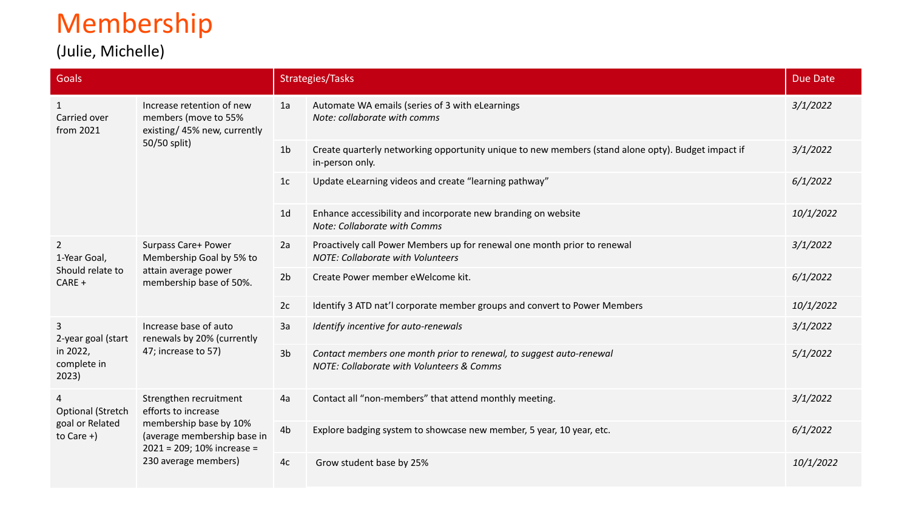# Membership

(Julie, Michelle)

| Goals | | Strategies/Tasks | | Due Date |
|---|---|---|---|---|
| 1<br>Carried over from 2021 | Increase retention of new members (move to 55% existing/ 45% new, currently 50/50 split) | 1a | Automate WA emails (series of 3 with eLearnings<br>*Note: collaborate with comms* | *3/1/2022* |
| | | 1b | Create quarterly networking opportunity unique to new members (stand alone opty). Budget impact if in-person only. | *3/1/2022* |
| | | 1c | Update eLearning videos and create "learning pathway" | *6/1/2022* |
| | | 1d | Enhance accessibility and incorporate new branding on website<br>*Note: Collaborate with Comms* | *10/1/2022* |
| 2<br>1-Year Goal, Should relate to CARE + | Surpass Care+ Power Membership Goal by 5% to attain average power membership base of 50%. | 2a | Proactively call Power Members up for renewal one month prior to renewal<br>*NOTE: Collaborate with Volunteers* | *3/1/2022* |
| | | 2b | Create Power member eWelcome kit. | *6/1/2022* |
| | | 2c | Identify 3 ATD nat'l corporate member groups and convert to Power Members | *10/1/2022* |
| 3<br>2-year goal (start in 2022, complete in 2023) | Increase base of auto renewals by 20% (currently 47; increase to 57) | 3a | *Identify incentive for auto-renewals* | *3/1/2022* |
| | | 3b | *Contact members one month prior to renewal, to suggest auto-renewal*<br>*NOTE: Collaborate with Volunteers & Comms* | *5/1/2022* |
| 4<br>Optional (Stretch goal or Related to Care +) | Strengthen recruitment efforts to increase membership base by 10% (average membership base in 2021 = 209; 10% increase = 230 average members) | 4a | Contact all "non-members" that attend monthly meeting. | *3/1/2022* |
| | | 4b | Explore badging system to showcase new member, 5 year, 10 year, etc. | *6/1/2022* |
| | | 4c | Grow student base by 25% | *10/1/2022* |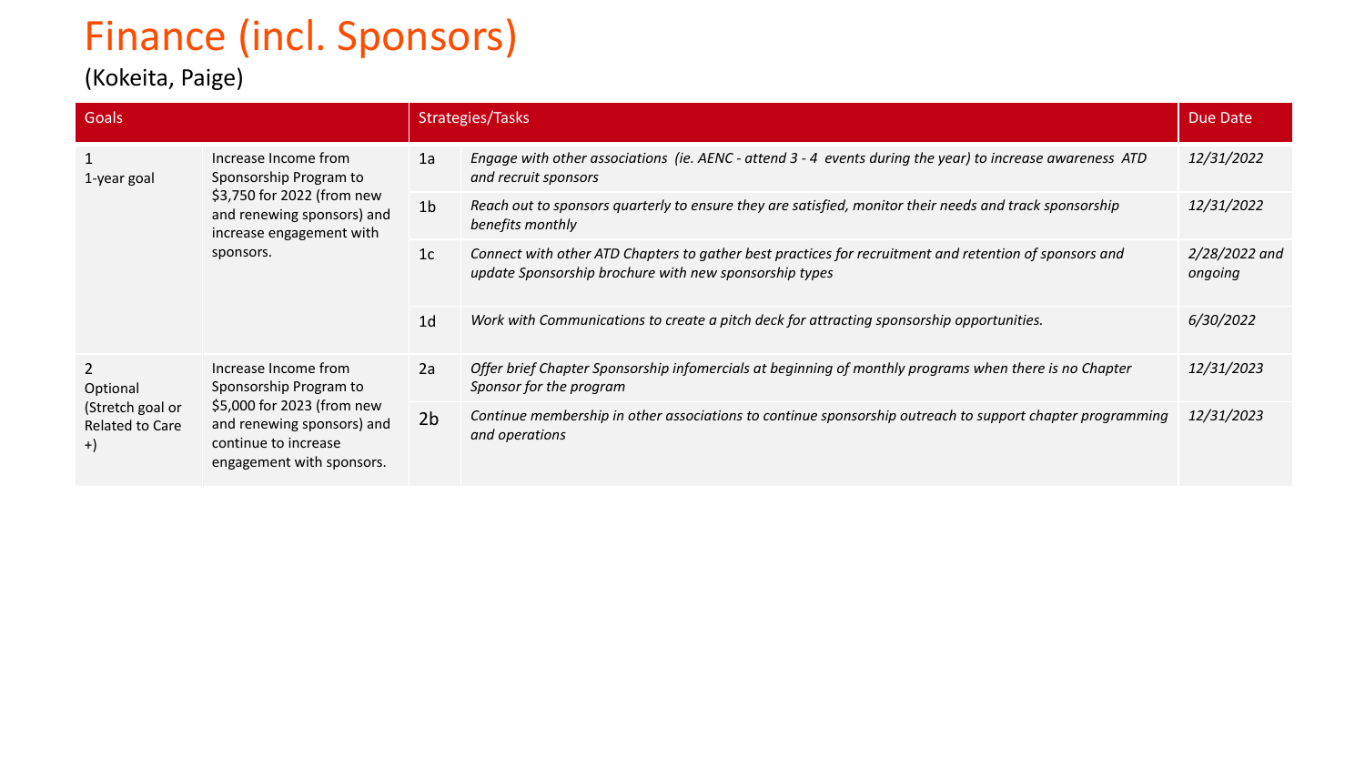# Finance (incl. Sponsors)

(Kokeita, Paige)

| Goals | | Strategies/Tasks | | Due Date |
|---|---|---|---|---|
| 1<br>1-year goal | Increase Income from Sponsorship Program to $3,750 for 2022 (from new and renewing sponsors) and increase engagement with sponsors. | 1a | *Engage with other associations (ie. AENC - attend 3 - 4 events during the year) to increase awareness ATD and recruit sponsors* | *12/31/2022* |
| | | 1b | *Reach out to sponsors quarterly to ensure they are satisfied, monitor their needs and track sponsorship benefits monthly* | *12/31/2022* |
| | | 1c | *Connect with other ATD Chapters to gather best practices for recruitment and retention of sponsors and update Sponsorship brochure with new sponsorship types* | *2/28/2022 and ongoing* |
| | | 1d | *Work with Communications to create a pitch deck for attracting sponsorship opportunities.* | *6/30/2022* |
| 2<br>Optional (Stretch goal or Related to Care +) | Increase Income from Sponsorship Program to $5,000 for 2023 (from new and renewing sponsors) and continue to increase engagement with sponsors. | 2a | *Offer brief Chapter Sponsorship infomercials at beginning of monthly programs when there is no Chapter Sponsor for the program* | *12/31/2023* |
| | | 2b | *Continue membership in other associations to continue sponsorship outreach to support chapter programming and operations* | *12/31/2023* |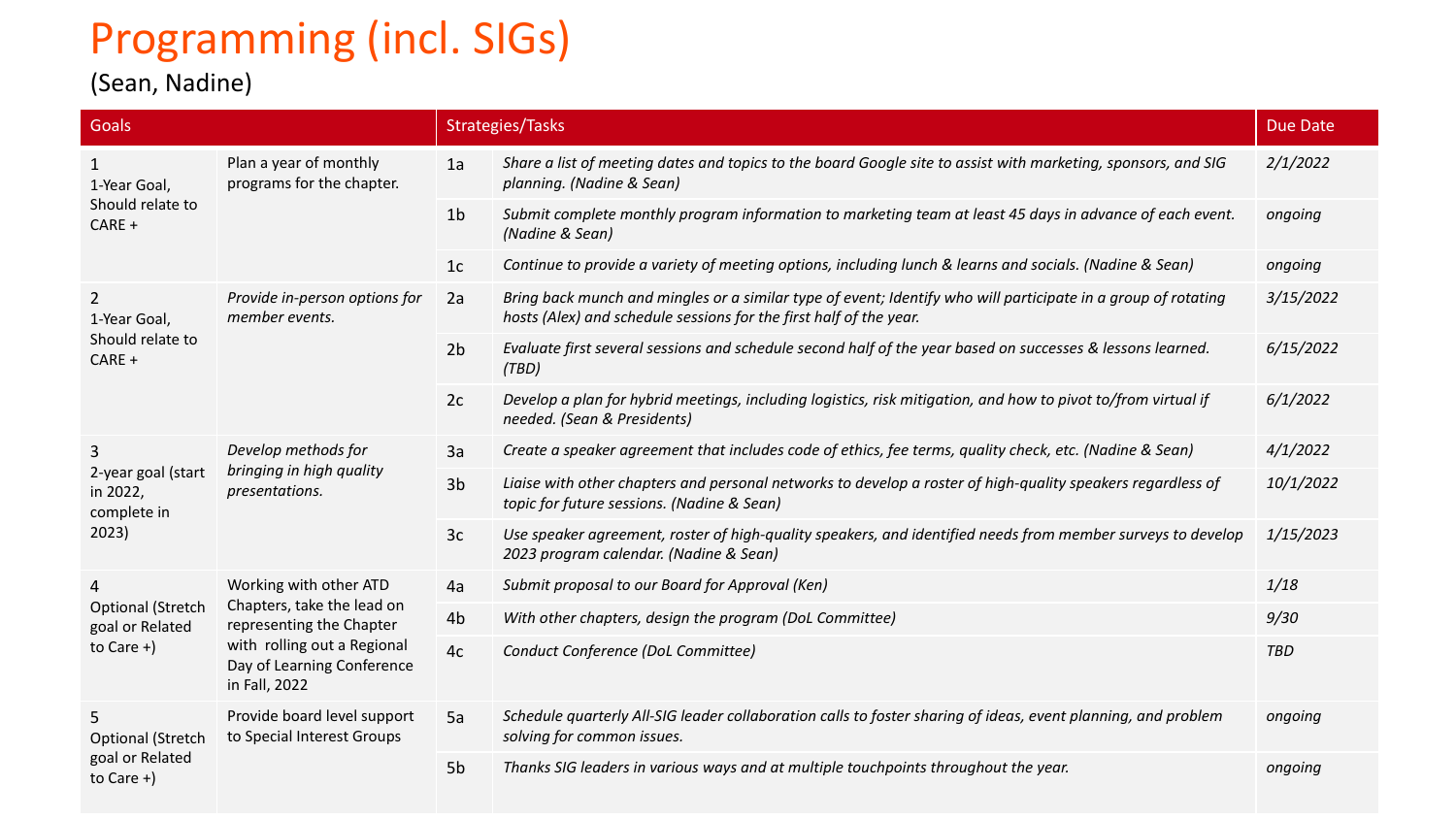# Programming (incl. SIGs)

(Sean, Nadine)

| Goals | | Strategies/Tasks | | Due Date |
|---|---|---|---|---|
| 1<br>1-Year Goal, Should relate to CARE + | Plan a year of monthly programs for the chapter. | 1a | *Share a list of meeting dates and topics to the board Google site to assist with marketing, sponsors, and SIG planning. (Nadine & Sean)* | *2/1/2022* |
| | | 1b | *Submit complete monthly program information to marketing team at least 45 days in advance of each event. (Nadine & Sean)* | *ongoing* |
| | | 1c | *Continue to provide a variety of meeting options, including lunch & learns and socials. (Nadine & Sean)* | *ongoing* |
| 2<br>1-Year Goal, Should relate to CARE + | *Provide in-person options for member events.* | 2a | *Bring back munch and mingles or a similar type of event; Identify who will participate in a group of rotating hosts (Alex) and schedule sessions for the first half of the year.* | *3/15/2022* |
| | | 2b | *Evaluate first several sessions and schedule second half of the year based on successes & lessons learned. (TBD)* | *6/15/2022* |
| | | 2c | *Develop a plan for hybrid meetings, including logistics, risk mitigation, and how to pivot to/from virtual if needed. (Sean & Presidents)* | *6/1/2022* |
| 3<br>2-year goal (start in 2022, complete in 2023) | *Develop methods for bringing in high quality presentations.* | 3a | *Create a speaker agreement that includes code of ethics, fee terms, quality check, etc. (Nadine & Sean)* | *4/1/2022* |
| | | 3b | *Liaise with other chapters and personal networks to develop a roster of high-quality speakers regardless of topic for future sessions. (Nadine & Sean)* | *10/1/2022* |
| | | 3c | *Use speaker agreement, roster of high-quality speakers, and identified needs from member surveys to develop 2023 program calendar. (Nadine & Sean)* | *1/15/2023* |
| 4<br>Optional (Stretch goal or Related to Care +) | Working with other ATD Chapters, take the lead on representing the Chapter with rolling out a Regional Day of Learning Conference in Fall, 2022 | 4a | *Submit proposal to our Board for Approval (Ken)* | *1/18* |
| | | 4b | *With other chapters, design the program (DoL Committee)* | *9/30* |
| | | 4c | *Conduct Conference (DoL Committee)* | *TBD* |
| 5<br>Optional (Stretch goal or Related to Care +) | Provide board level support to Special Interest Groups | 5a | *Schedule quarterly All-SIG leader collaboration calls to foster sharing of ideas, event planning, and problem solving for common issues.* | *ongoing* |
| | | 5b | *Thanks SIG leaders in various ways and at multiple touchpoints throughout the year.* | *ongoing* |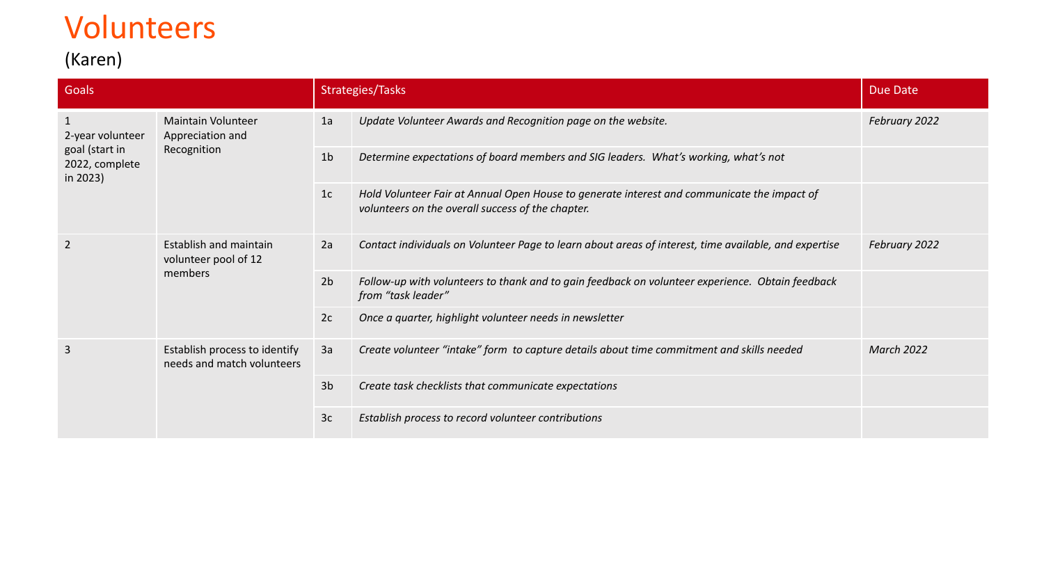# Volunteers

(Karen)

| Goals | | Strategies/Tasks | | Due Date |
|---|---|---|---|---|
| 1<br>2-year volunteer goal (start in 2022, complete in 2023) | Maintain Volunteer Appreciation and Recognition | 1a | *Update Volunteer Awards and Recognition page on the website.* | *February 2022* |
| | | 1b | *Determine expectations of board members and SIG leaders. What's working, what's not* | |
| | | 1c | *Hold Volunteer Fair at Annual Open House to generate interest and communicate the impact of volunteers on the overall success of the chapter.* | |
| 2 | Establish and maintain volunteer pool of 12 members | 2a | *Contact individuals on Volunteer Page to learn about areas of interest, time available, and expertise* | *February 2022* |
| | | 2b | *Follow-up with volunteers to thank and to gain feedback on volunteer experience. Obtain feedback from "task leader"* | |
| | | 2c | *Once a quarter, highlight volunteer needs in newsletter* | |
| 3 | Establish process to identify needs and match volunteers | 3a | *Create volunteer "intake" form to capture details about time commitment and skills needed* | *March 2022* |
| | | 3b | *Create task checklists that communicate expectations* | |
| | | 3c | *Establish process to record volunteer contributions* | |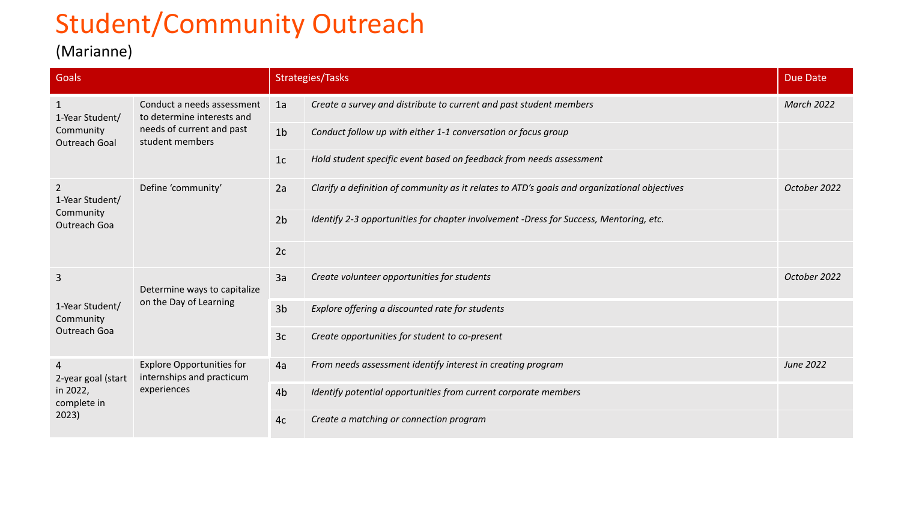# Student/Community Outreach

(Marianne)

| Goals | | Strategies/Tasks | | Due Date |
|---|---|---|---|---|
| 1<br>1-Year Student/ Community Outreach Goal | Conduct a needs assessment to determine interests and needs of current and past student members | 1a | *Create a survey and distribute to current and past student members* | *March 2022* |
| | | 1b | *Conduct follow up with either 1-1 conversation or focus group* | |
| | | 1c | *Hold student specific event based on feedback from needs assessment* | |
| 2<br>1-Year Student/ Community Outreach Goa | Define 'community' | 2a | *Clarify a definition of community as it relates to ATD's goals and organizational objectives* | *October 2022* |
| | | 2b | *Identify 2-3 opportunities for chapter involvement -Dress for Success, Mentoring, etc.* | |
| | | 2c | | |
| 3<br>1-Year Student/ Community Outreach Goa | Determine ways to capitalize on the Day of Learning | 3a | *Create volunteer opportunities for students* | *October 2022* |
| | | 3b | *Explore offering a discounted rate for students* | |
| | | 3c | *Create opportunities for student to co-present* | |
| 4<br>2-year goal (start in 2022, complete in 2023) | Explore Opportunities for internships and practicum experiences | 4a | *From needs assessment identify interest in creating program* | *June 2022* |
| | | 4b | *Identify potential opportunities from current corporate members* | |
| | | 4c | *Create a matching or connection program* | |